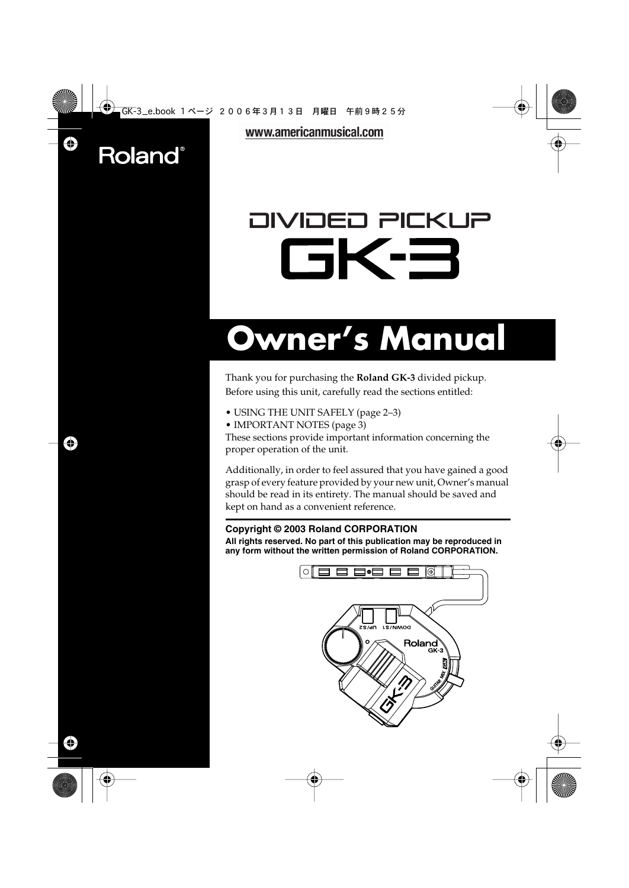www.americanmusical.com

Roland®

# DIVIDED PICKUP GK-3

# Owner's Manual

Thank you for purchasing the **Roland GK-3** divided pickup.
Before using this unit, carefully read the sections entitled:

- USING THE UNIT SAFELY (page 2–3)
- IMPORTANT NOTES (page 3)

These sections provide important information concerning the proper operation of the unit.

Additionally, in order to feel assured that you have gained a good grasp of every feature provided by your new unit, Owner's manual should be read in its entirety. The manual should be saved and kept on hand as a convenient reference.

**Copyright © 2003 Roland CORPORATION**
**All rights reserved. No part of this publication may be reproduced in any form without the written permission of Roland CORPORATION.**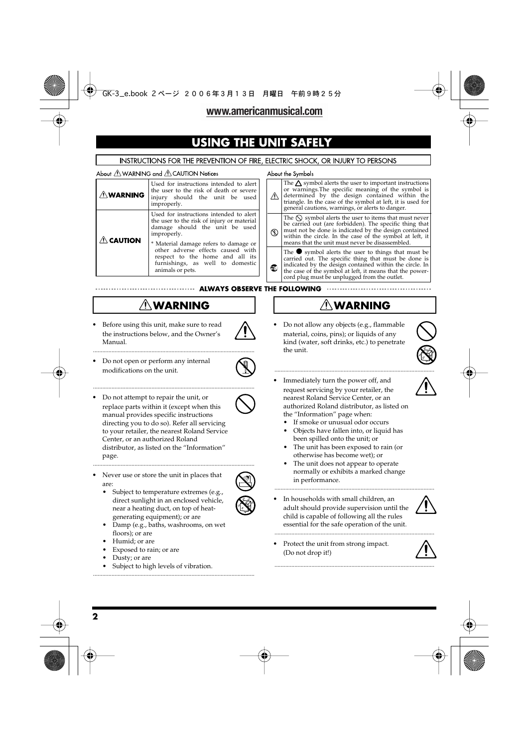www.americanmusical.com

# USING THE UNIT SAFELY

## INSTRUCTIONS FOR THE PREVENTION OF FIRE, ELECTRIC SHOCK, OR INJURY TO PERSONS

**About ⚠WARNING and ⚠CAUTION Notices**

| | |
|---|---|
| ⚠**WARNING** | Used for instructions intended to alert the user to the risk of death or severe injury should the unit be used improperly. |
| ⚠ **CAUTION** | Used for instructions intended to alert the user to the risk of injury or material damage should the unit be used improperly.<br>* Material damage refers to damage or other adverse effects caused with respect to the home and all its furnishings, as well to domestic animals or pets. |

**About the Symbols**

| | |
|---|---|
| ⚠ | The △ symbol alerts the user to important instructions or warnings. The specific meaning of the symbol is determined by the design contained within the triangle. In the case of the symbol at left, it is used for general cautions, warnings, or alerts to danger. |
| ⃠ | The ⃠ symbol alerts the user to items that must never be carried out (are forbidden). The specific thing that must not be done is indicated by the design contained within the circle. In the case of the symbol at left, it means that the unit must never be disassembled. |
| ● | The ● symbol alerts the user to things that must be carried out. The specific thing that must be done is indicated by the design contained within the circle. In the case of the symbol at left, it means that the power-cord plug must be unplugged from the outlet. |

**ALWAYS OBSERVE THE FOLLOWING**

### ⚠WARNING

- Before using this unit, make sure to read the instructions below, and the Owner's Manual.

- Do not open or perform any internal modifications on the unit.

- Do not attempt to repair the unit, or replace parts within it (except when this manual provides specific instructions directing you to do so). Refer all servicing to your retailer, the nearest Roland Service Center, or an authorized Roland distributor, as listed on the "Information" page.

- Never use or store the unit in places that are:
  - Subject to temperature extremes (e.g., direct sunlight in an enclosed vehicle, near a heating duct, on top of heat-generating equipment); or are
  - Damp (e.g., baths, washrooms, on wet floors); or are
  - Humid; or are
  - Exposed to rain; or are
  - Dusty; or are
  - Subject to high levels of vibration.

### ⚠WARNING

- Do not allow any objects (e.g., flammable material, coins, pins); or liquids of any kind (water, soft drinks, etc.) to penetrate the unit.

- Immediately turn the power off, and request servicing by your retailer, the nearest Roland Service Center, or an authorized Roland distributor, as listed on the "Information" page when:
  - If smoke or unusual odor occurs
  - Objects have fallen into, or liquid has been spilled onto the unit; or
  - The unit has been exposed to rain (or otherwise has become wet); or
  - The unit does not appear to operate normally or exhibits a marked change in performance.

- In households with small children, an adult should provide supervision until the child is capable of following all the rules essential for the safe operation of the unit.

- Protect the unit from strong impact. (Do not drop it!)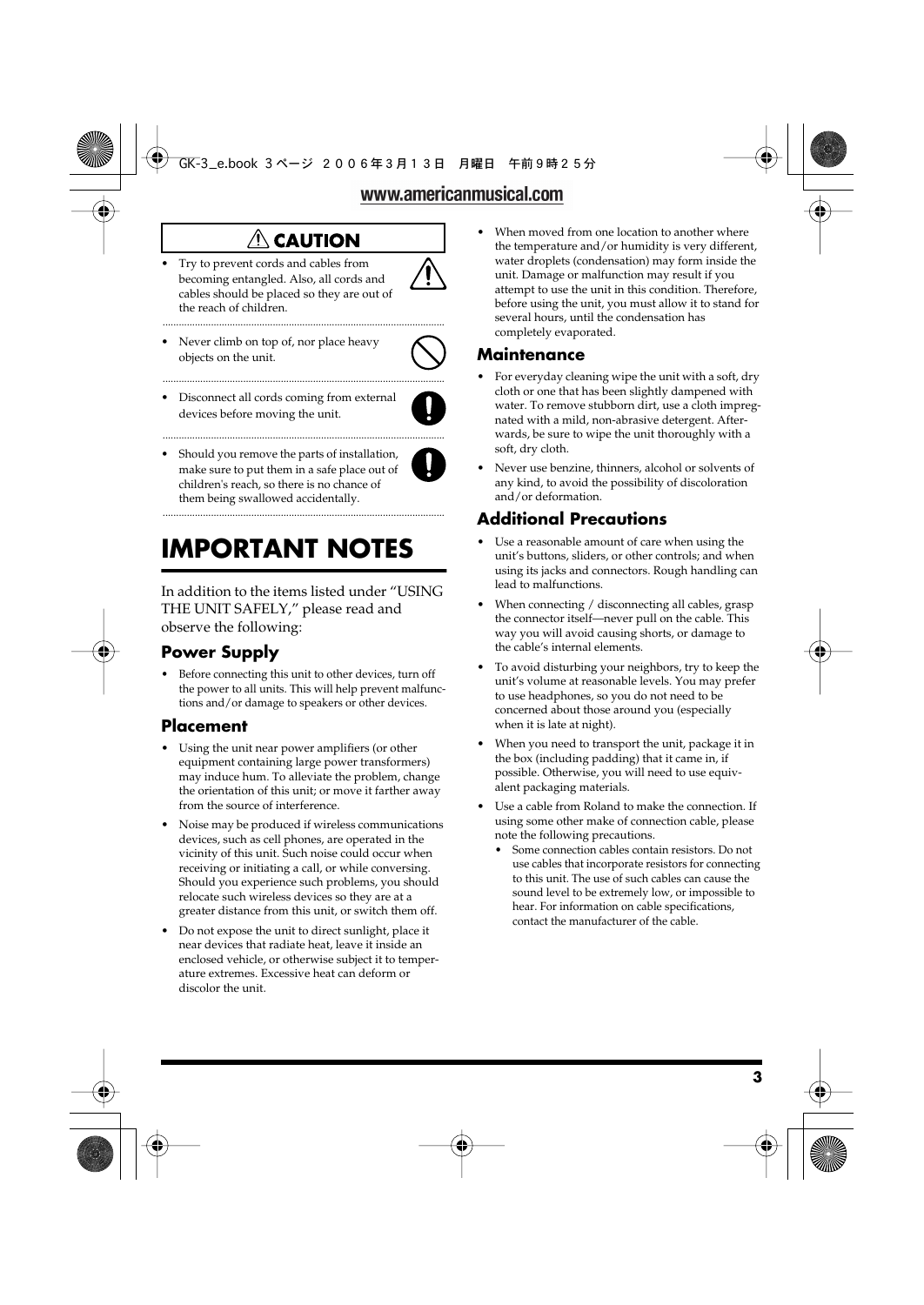## ⚠ CAUTION

- Try to prevent cords and cables from becoming entangled. Also, all cords and cables should be placed so they are out of the reach of children.

- Never climb on top of, nor place heavy objects on the unit.

- Disconnect all cords coming from external devices before moving the unit.

- Should you remove the parts of installation, make sure to put them in a safe place out of children's reach, so there is no chance of them being swallowed accidentally.

# IMPORTANT NOTES

In addition to the items listed under "USING THE UNIT SAFELY," please read and observe the following:

## Power Supply

- Before connecting this unit to other devices, turn off the power to all units. This will help prevent malfunctions and/or damage to speakers or other devices.

## Placement

- Using the unit near power amplifiers (or other equipment containing large power transformers) may induce hum. To alleviate the problem, change the orientation of this unit; or move it farther away from the source of interference.
- Noise may be produced if wireless communications devices, such as cell phones, are operated in the vicinity of this unit. Such noise could occur when receiving or initiating a call, or while conversing. Should you experience such problems, you should relocate such wireless devices so they are at a greater distance from this unit, or switch them off.
- Do not expose the unit to direct sunlight, place it near devices that radiate heat, leave it inside an enclosed vehicle, or otherwise subject it to temperature extremes. Excessive heat can deform or discolor the unit.
- When moved from one location to another where the temperature and/or humidity is very different, water droplets (condensation) may form inside the unit. Damage or malfunction may result if you attempt to use the unit in this condition. Therefore, before using the unit, you must allow it to stand for several hours, until the condensation has completely evaporated.

## Maintenance

- For everyday cleaning wipe the unit with a soft, dry cloth or one that has been slightly dampened with water. To remove stubborn dirt, use a cloth impregnated with a mild, non-abrasive detergent. Afterwards, be sure to wipe the unit thoroughly with a soft, dry cloth.
- Never use benzine, thinners, alcohol or solvents of any kind, to avoid the possibility of discoloration and/or deformation.

## Additional Precautions

- Use a reasonable amount of care when using the unit's buttons, sliders, or other controls; and when using its jacks and connectors. Rough handling can lead to malfunctions.
- When connecting / disconnecting all cables, grasp the connector itself—never pull on the cable. This way you will avoid causing shorts, or damage to the cable's internal elements.
- To avoid disturbing your neighbors, try to keep the unit's volume at reasonable levels. You may prefer to use headphones, so you do not need to be concerned about those around you (especially when it is late at night).
- When you need to transport the unit, package it in the box (including padding) that it came in, if possible. Otherwise, you will need to use equivalent packaging materials.
- Use a cable from Roland to make the connection. If using some other make of connection cable, please note the following precautions.
  - Some connection cables contain resistors. Do not use cables that incorporate resistors for connecting to this unit. The use of such cables can cause the sound level to be extremely low, or impossible to hear. For information on cable specifications, contact the manufacturer of the cable.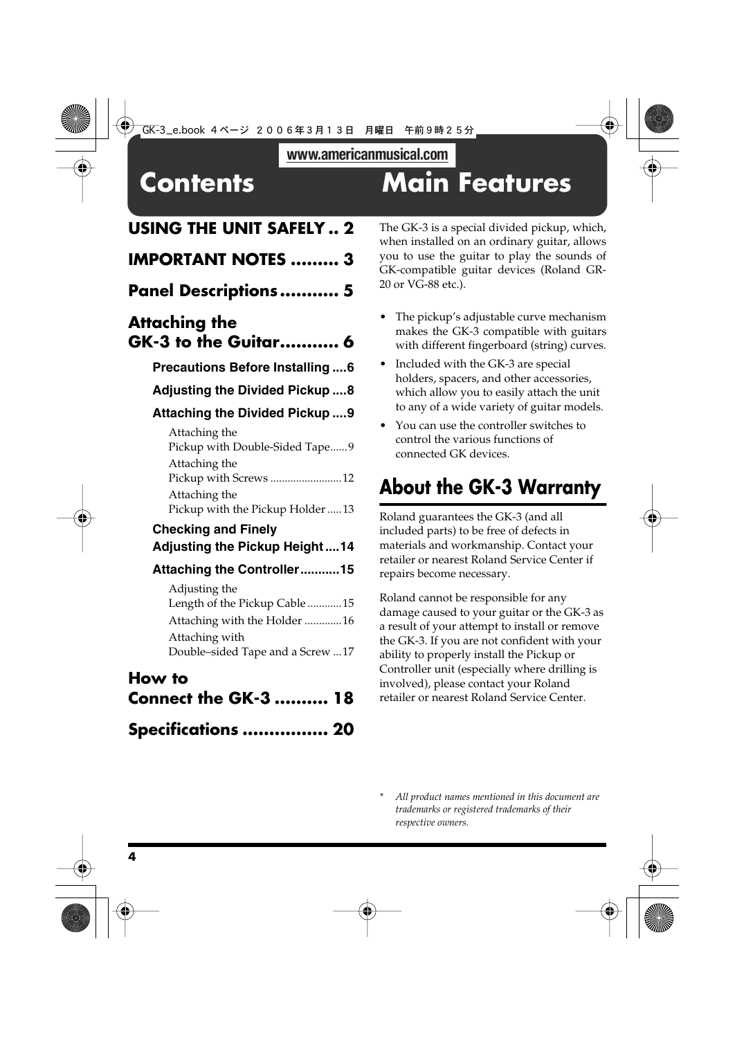# Contents

## USING THE UNIT SAFELY .. 2

## IMPORTANT NOTES ......... 3

## Panel Descriptions........... 5

## Attaching the GK-3 to the Guitar........... 6

### Precautions Before Installing ....6

### Adjusting the Divided Pickup ....8

### Attaching the Divided Pickup ....9

Attaching the Pickup with Double-Sided Tape......9

Attaching the Pickup with Screws .........................12

Attaching the Pickup with the Pickup Holder .....13

### Checking and Finely Adjusting the Pickup Height....14

### Attaching the Controller...........15

Adjusting the Length of the Pickup Cable ............15

Attaching with the Holder .............16

Attaching with Double–sided Tape and a Screw ...17

## How to Connect the GK-3 .......... 18

## Specifications ................ 20

# Main Features

The GK-3 is a special divided pickup, which, when installed on an ordinary guitar, allows you to use the guitar to play the sounds of GK-compatible guitar devices (Roland GR-20 or VG-88 etc.).

- The pickup's adjustable curve mechanism makes the GK-3 compatible with guitars with different fingerboard (string) curves.
- Included with the GK-3 are special holders, spacers, and other accessories, which allow you to easily attach the unit to any of a wide variety of guitar models.
- You can use the controller switches to control the various functions of connected GK devices.

## About the GK-3 Warranty

Roland guarantees the GK-3 (and all included parts) to be free of defects in materials and workmanship. Contact your retailer or nearest Roland Service Center if repairs become necessary.

Roland cannot be responsible for any damage caused to your guitar or the GK-3 as a result of your attempt to install or remove the GK-3. If you are not confident with your ability to properly install the Pickup or Controller unit (especially where drilling is involved), please contact your Roland retailer or nearest Roland Service Center.

\* *All product names mentioned in this document are trademarks or registered trademarks of their respective owners.*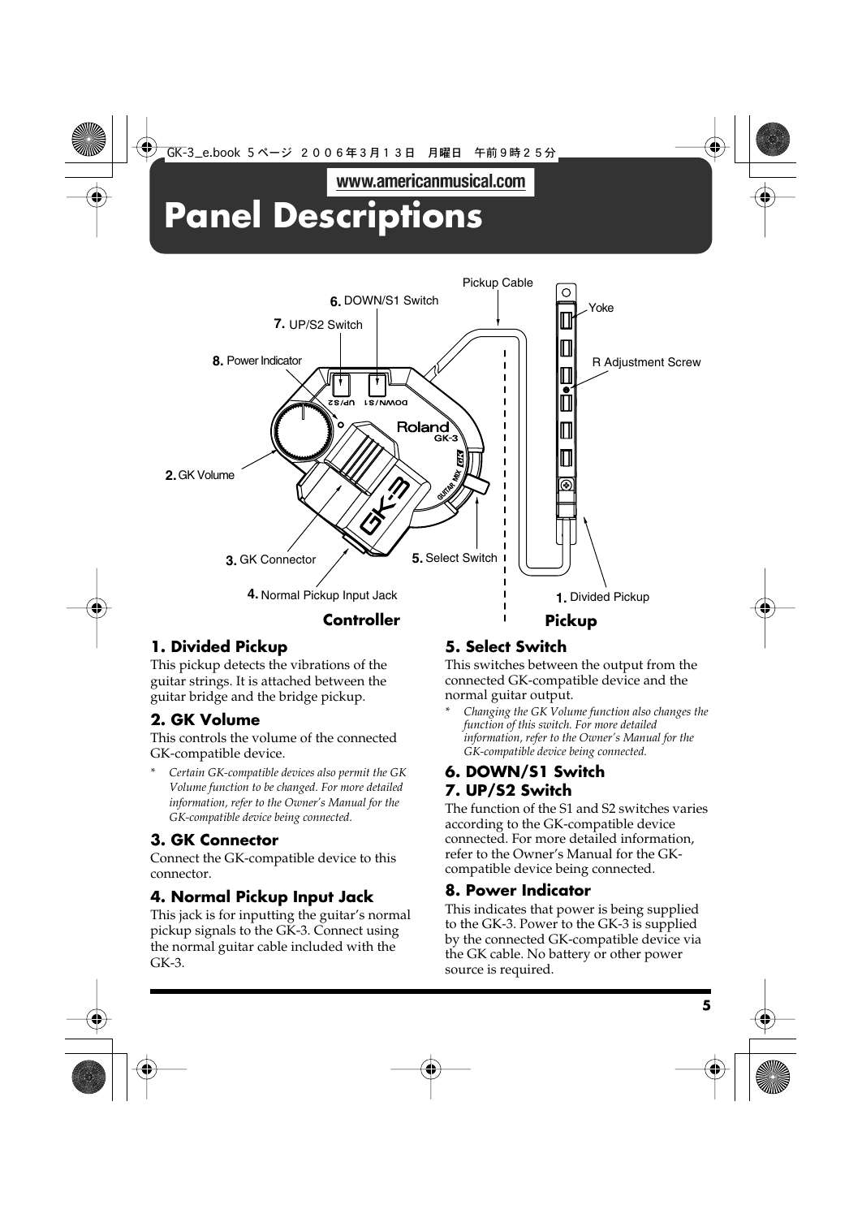# Panel Descriptions

Pickup Cable

6. DOWN/S1 Switch

7. UP/S2 Switch

8. Power Indicator

2. GK Volume

3. GK Connector

4. Normal Pickup Input Jack

5. Select Switch

Yoke

R Adjustment Screw

1. Divided Pickup

**Controller**

**Pickup**

### 1. Divided Pickup

This pickup detects the vibrations of the guitar strings. It is attached between the guitar bridge and the bridge pickup.

### 2. GK Volume

This controls the volume of the connected GK-compatible device.

\* *Certain GK-compatible devices also permit the GK Volume function to be changed. For more detailed information, refer to the Owner's Manual for the GK-compatible device being connected.*

### 3. GK Connector

Connect the GK-compatible device to this connector.

### 4. Normal Pickup Input Jack

This jack is for inputting the guitar's normal pickup signals to the GK-3. Connect using the normal guitar cable included with the GK-3.

### 5. Select Switch

This switches between the output from the connected GK-compatible device and the normal guitar output.

\* *Changing the GK Volume function also changes the function of this switch. For more detailed information, refer to the Owner's Manual for the GK-compatible device being connected.*

### 6. DOWN/S1 Switch

### 7. UP/S2 Switch

The function of the S1 and S2 switches varies according to the GK-compatible device connected. For more detailed information, refer to the Owner's Manual for the GK-compatible device being connected.

### 8. Power Indicator

This indicates that power is being supplied to the GK-3. Power to the GK-3 is supplied by the connected GK-compatible device via the GK cable. No battery or other power source is required.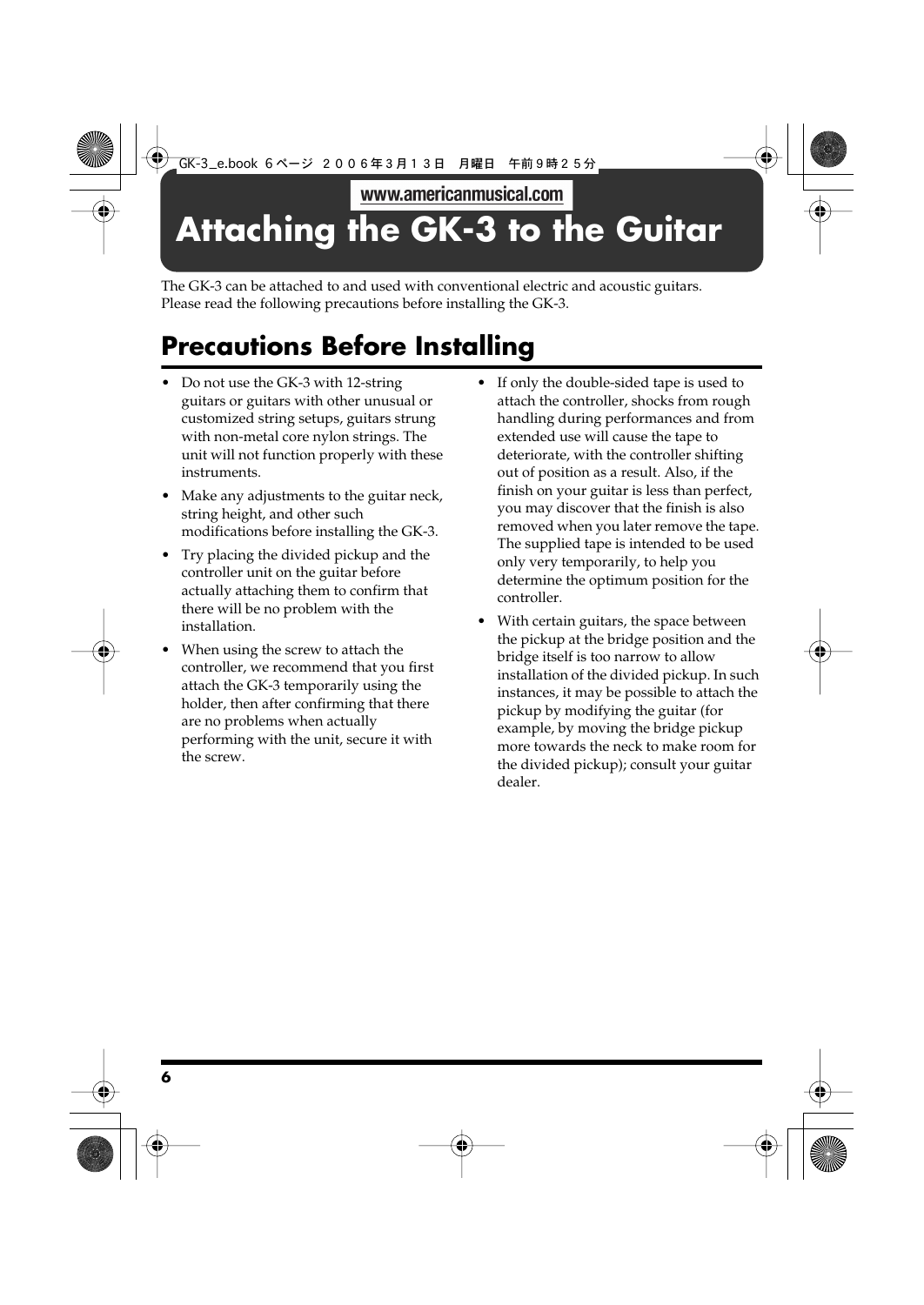# Attaching the GK-3 to the Guitar

The GK-3 can be attached to and used with conventional electric and acoustic guitars.
Please read the following precautions before installing the GK-3.

## Precautions Before Installing

- Do not use the GK-3 with 12-string guitars or guitars with other unusual or customized string setups, guitars strung with non-metal core nylon strings. The unit will not function properly with these instruments.
- Make any adjustments to the guitar neck, string height, and other such modifications before installing the GK-3.
- Try placing the divided pickup and the controller unit on the guitar before actually attaching them to confirm that there will be no problem with the installation.
- When using the screw to attach the controller, we recommend that you first attach the GK-3 temporarily using the holder, then after confirming that there are no problems when actually performing with the unit, secure it with the screw.
- If only the double-sided tape is used to attach the controller, shocks from rough handling during performances and from extended use will cause the tape to deteriorate, with the controller shifting out of position as a result. Also, if the finish on your guitar is less than perfect, you may discover that the finish is also removed when you later remove the tape. The supplied tape is intended to be used only very temporarily, to help you determine the optimum position for the controller.
- With certain guitars, the space between the pickup at the bridge position and the bridge itself is too narrow to allow installation of the divided pickup. In such instances, it may be possible to attach the pickup by modifying the guitar (for example, by moving the bridge pickup more towards the neck to make room for the divided pickup); consult your guitar dealer.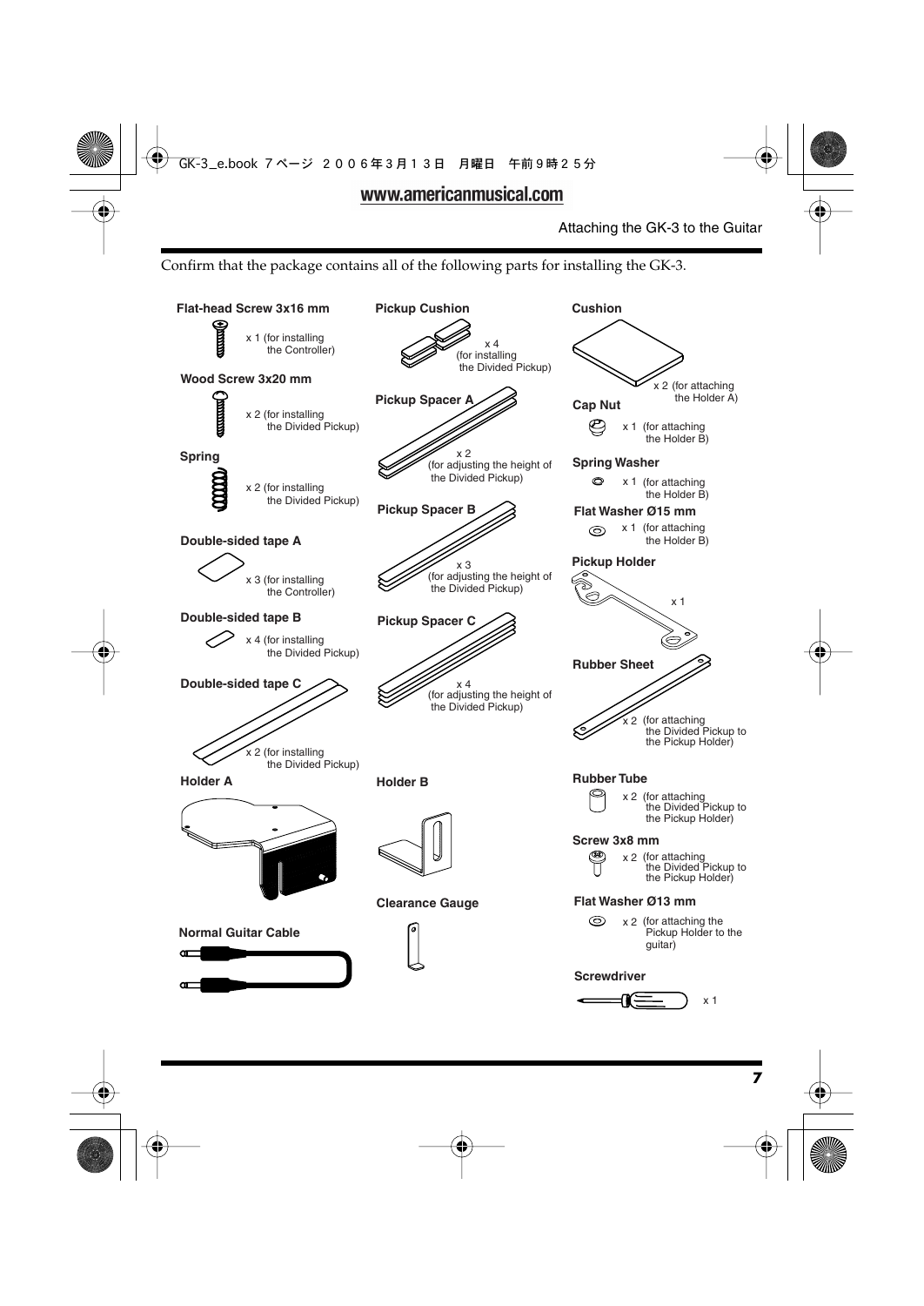Confirm that the package contains all of the following parts for installing the GK-3.

**Flat-head Screw 3x16 mm**
x 1 (for installing the Controller)

**Wood Screw 3x20 mm**
x 2 (for installing the Divided Pickup)

**Spring**
x 2 (for installing the Divided Pickup)

**Double-sided tape A**
x 3 (for installing the Controller)

**Double-sided tape B**
x 4 (for installing the Divided Pickup)

**Double-sided tape C**
x 2 (for installing the Divided Pickup)

**Holder A**

**Normal Guitar Cable**

**Pickup Cushion**
x 4 (for installing the Divided Pickup)

**Pickup Spacer A**
x 2 (for adjusting the height of the Divided Pickup)

**Pickup Spacer B**
x 3 (for adjusting the height of the Divided Pickup)

**Pickup Spacer C**
x 4 (for adjusting the height of the Divided Pickup)

**Holder B**

**Clearance Gauge**

**Cushion**
x 2 (for attaching the Holder A)

**Cap Nut**
x 1 (for attaching the Holder B)

**Spring Washer**
x 1 (for attaching the Holder B)

**Flat Washer Ø15 mm**
x 1 (for attaching the Holder B)

**Pickup Holder**
x 1

**Rubber Sheet**
x 2 (for attaching the Divided Pickup to the Pickup Holder)

**Rubber Tube**
x 2 (for attaching the Divided Pickup to the Pickup Holder)

**Screw 3x8 mm**
x 2 (for attaching the Divided Pickup to the Pickup Holder)

**Flat Washer Ø13 mm**
x 2 (for attaching the Pickup Holder to the guitar)

**Screwdriver**
x 1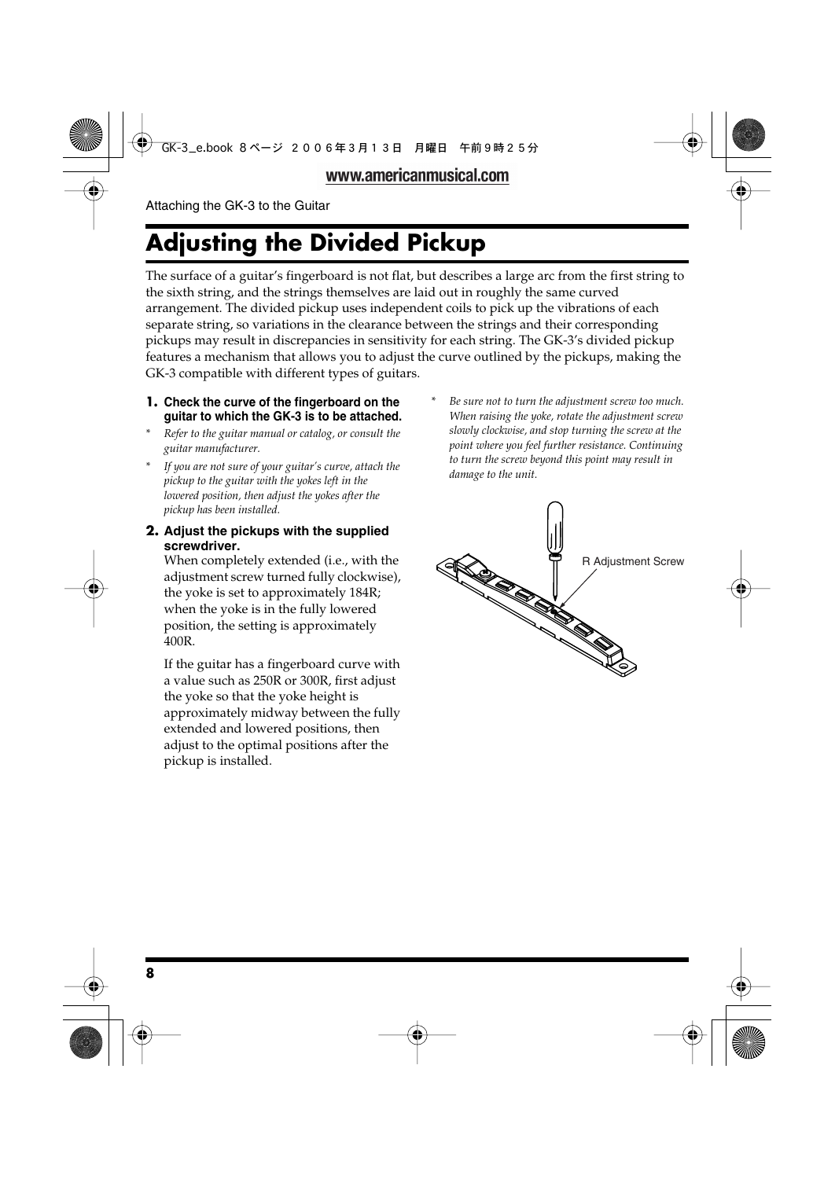# Adjusting the Divided Pickup

The surface of a guitar's fingerboard is not flat, but describes a large arc from the first string to the sixth string, and the strings themselves are laid out in roughly the same curved arrangement. The divided pickup uses independent coils to pick up the vibrations of each separate string, so variations in the clearance between the strings and their corresponding pickups may result in discrepancies in sensitivity for each string. The GK-3's divided pickup features a mechanism that allows you to adjust the curve outlined by the pickups, making the GK-3 compatible with different types of guitars.

**1. Check the curve of the fingerboard on the guitar to which the GK-3 is to be attached.**

\* *Refer to the guitar manual or catalog, or consult the guitar manufacturer.*

\* *If you are not sure of your guitar's curve, attach the pickup to the guitar with the yokes left in the lowered position, then adjust the yokes after the pickup has been installed.*

**2. Adjust the pickups with the supplied screwdriver.**

When completely extended (i.e., with the adjustment screw turned fully clockwise), the yoke is set to approximately 184R; when the yoke is in the fully lowered position, the setting is approximately 400R.

If the guitar has a fingerboard curve with a value such as 250R or 300R, first adjust the yoke so that the yoke height is approximately midway between the fully extended and lowered positions, then adjust to the optimal positions after the pickup is installed.

\* *Be sure not to turn the adjustment screw too much. When raising the yoke, rotate the adjustment screw slowly clockwise, and stop turning the screw at the point where you feel further resistance. Continuing to turn the screw beyond this point may result in damage to the unit.*

R Adjustment Screw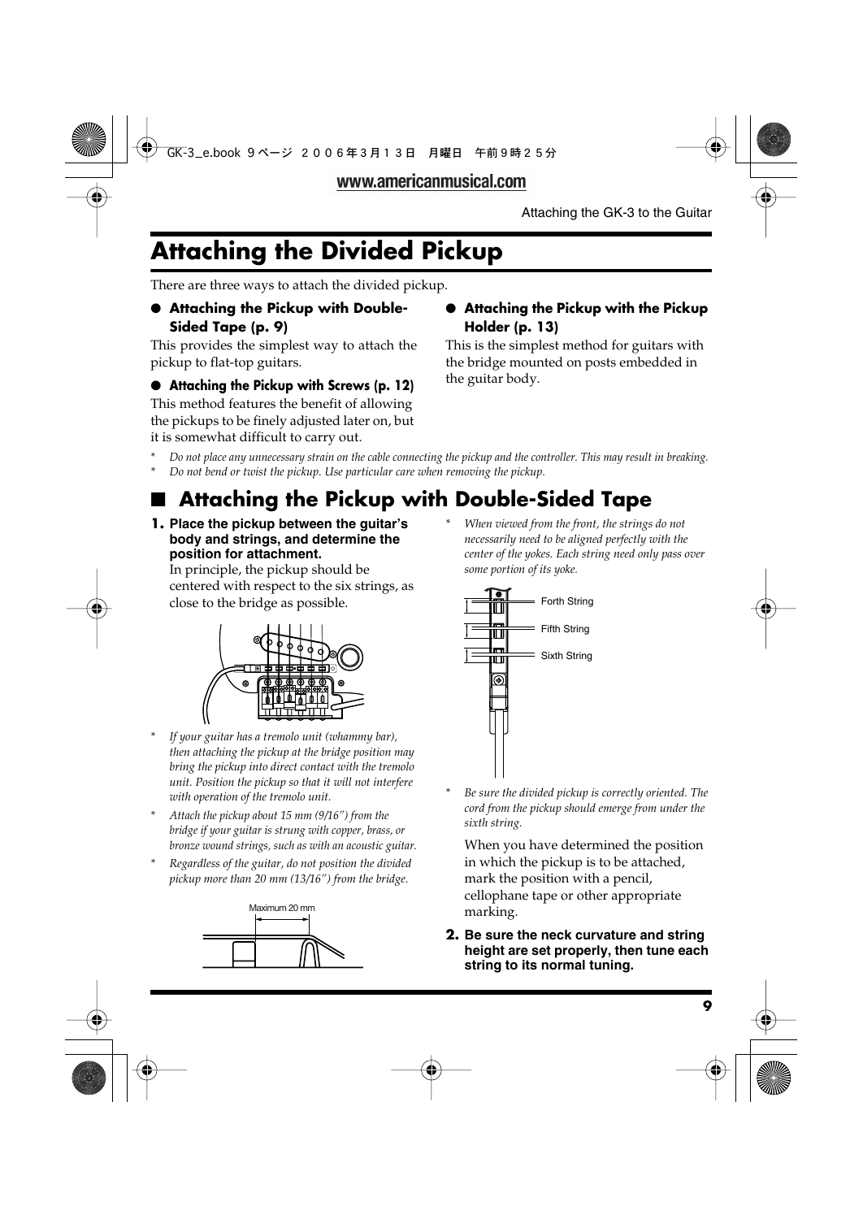# Attaching the Divided Pickup

There are three ways to attach the divided pickup.

- **Attaching the Pickup with Double-Sided Tape (p. 9)**

This provides the simplest way to attach the pickup to flat-top guitars.

- **Attaching the Pickup with Screws (p. 12)**

This method features the benefit of allowing the pickups to be finely adjusted later on, but it is somewhat difficult to carry out.

- **Attaching the Pickup with the Pickup Holder (p. 13)**

This is the simplest method for guitars with the bridge mounted on posts embedded in the guitar body.

* *Do not place any unnecessary strain on the cable connecting the pickup and the controller. This may result in breaking.*
* *Do not bend or twist the pickup. Use particular care when removing the pickup.*

## ■ Attaching the Pickup with Double-Sided Tape

**1. Place the pickup between the guitar's body and strings, and determine the position for attachment.**

In principle, the pickup should be centered with respect to the six strings, as close to the bridge as possible.

* *If your guitar has a tremolo unit (whammy bar), then attaching the pickup at the bridge position may bring the pickup into direct contact with the tremolo unit. Position the pickup so that it will not interfere with operation of the tremolo unit.*
* *Attach the pickup about 15 mm (9/16") from the bridge if your guitar is strung with copper, brass, or bronze wound strings, such as with an acoustic guitar.*
* *Regardless of the guitar, do not position the divided pickup more than 20 mm (13/16") from the bridge.*

Maximum 20 mm

* *When viewed from the front, the strings do not necessarily need to be aligned perfectly with the center of the yokes. Each string need only pass over some portion of its yoke.*

Forth String

Fifth String

Sixth String

* *Be sure the divided pickup is correctly oriented. The cord from the pickup should emerge from under the sixth string.*

When you have determined the position in which the pickup is to be attached, mark the position with a pencil, cellophane tape or other appropriate marking.

**2. Be sure the neck curvature and string height are set properly, then tune each string to its normal tuning.**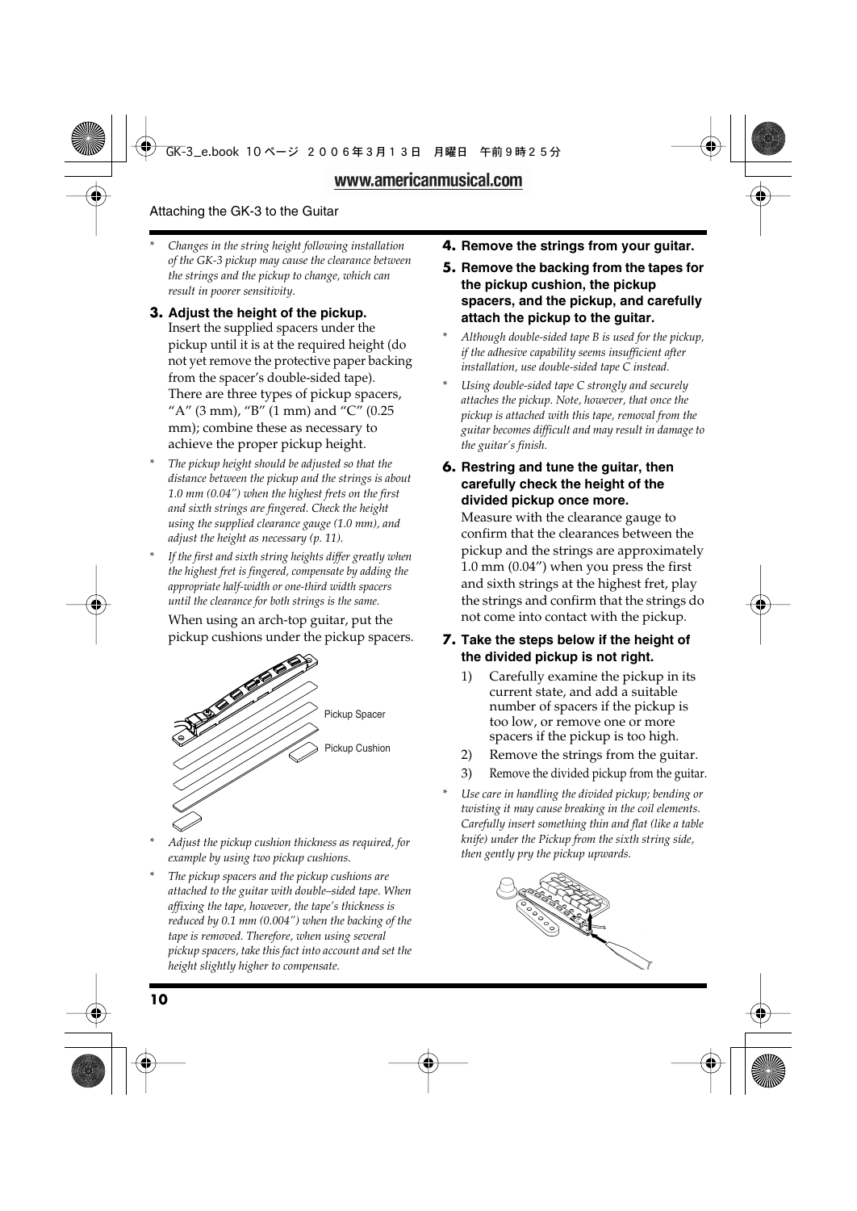* *Changes in the string height following installation of the GK-3 pickup may cause the clearance between the strings and the pickup to change, which can result in poorer sensitivity.*

**3. Adjust the height of the pickup.**

Insert the supplied spacers under the pickup until it is at the required height (do not yet remove the protective paper backing from the spacer's double-sided tape). There are three types of pickup spacers, "A" (3 mm), "B" (1 mm) and "C" (0.25 mm); combine these as necessary to achieve the proper pickup height.

* *The pickup height should be adjusted so that the distance between the pickup and the strings is about 1.0 mm (0.04") when the highest frets on the first and sixth strings are fingered. Check the height using the supplied clearance gauge (1.0 mm), and adjust the height as necessary (p. 11).*
* *If the first and sixth string heights differ greatly when the highest fret is fingered, compensate by adding the appropriate half-width or one-third width spacers until the clearance for both strings is the same.*

When using an arch-top guitar, put the pickup cushions under the pickup spacers.

Pickup Spacer

Pickup Cushion

* *Adjust the pickup cushion thickness as required, for example by using two pickup cushions.*
* *The pickup spacers and the pickup cushions are attached to the guitar with double–sided tape. When affixing the tape, however, the tape's thickness is reduced by 0.1 mm (0.004") when the backing of the tape is removed. Therefore, when using several pickup spacers, take this fact into account and set the height slightly higher to compensate.*

**4. Remove the strings from your guitar.**

**5. Remove the backing from the tapes for the pickup cushion, the pickup spacers, and the pickup, and carefully attach the pickup to the guitar.**

* *Although double-sided tape B is used for the pickup, if the adhesive capability seems insufficient after installation, use double-sided tape C instead.*
* *Using double-sided tape C strongly and securely attaches the pickup. Note, however, that once the pickup is attached with this tape, removal from the guitar becomes difficult and may result in damage to the guitar's finish.*

**6. Restring and tune the guitar, then carefully check the height of the divided pickup once more.**

Measure with the clearance gauge to confirm that the clearances between the pickup and the strings are approximately 1.0 mm (0.04") when you press the first and sixth strings at the highest fret, play the strings and confirm that the strings do not come into contact with the pickup.

**7. Take the steps below if the height of the divided pickup is not right.**

1) Carefully examine the pickup in its current state, and add a suitable number of spacers if the pickup is too low, or remove one or more spacers if the pickup is too high.
2) Remove the strings from the guitar.
3) Remove the divided pickup from the guitar.

* *Use care in handling the divided pickup; bending or twisting it may cause breaking in the coil elements. Carefully insert something thin and flat (like a table knife) under the Pickup from the sixth string side, then gently pry the pickup upwards.*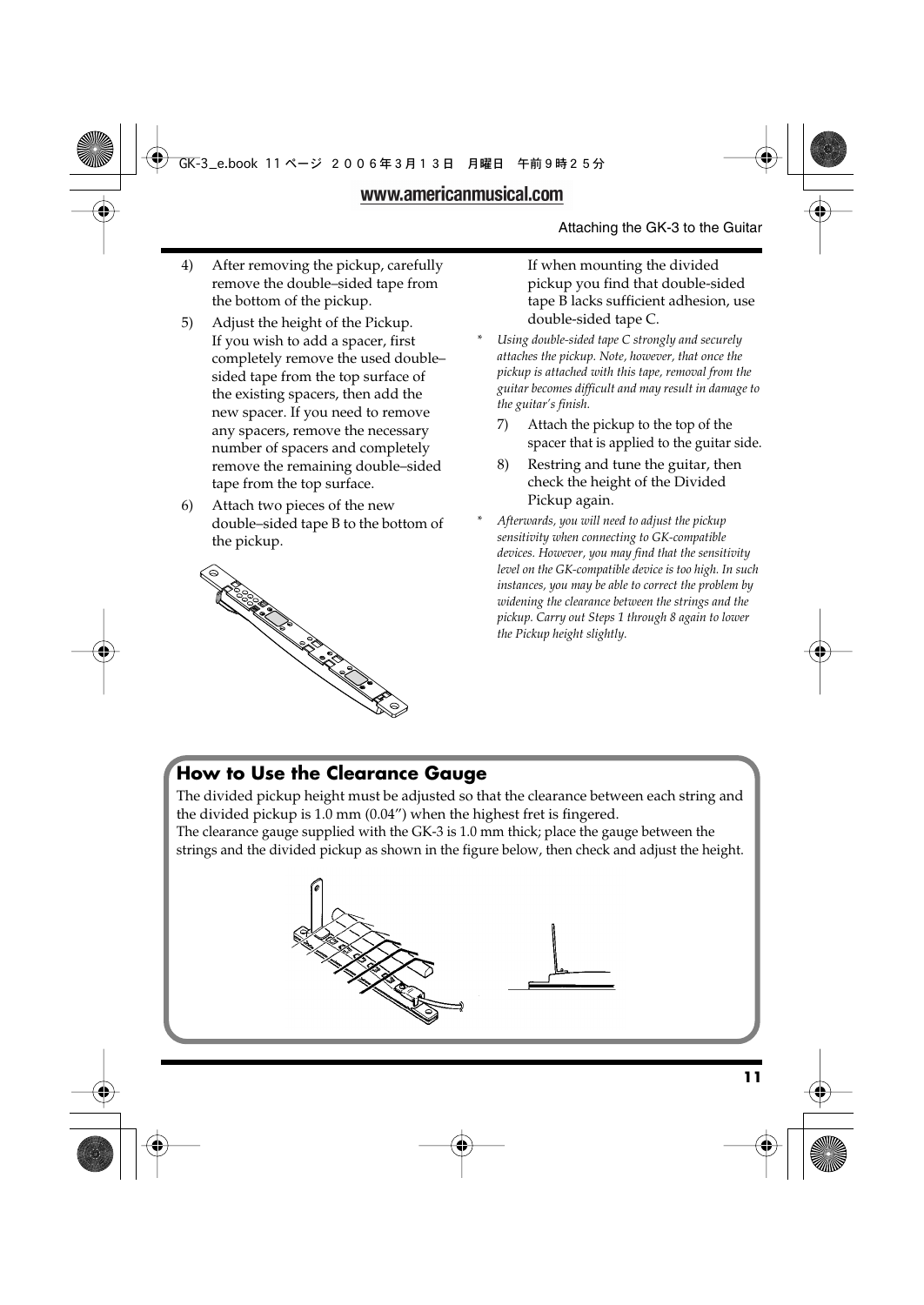4) After removing the pickup, carefully remove the double–sided tape from the bottom of the pickup.

5) Adjust the height of the Pickup.
If you wish to add a spacer, first completely remove the used double–sided tape from the top surface of the existing spacers, then add the new spacer. If you need to remove any spacers, remove the necessary number of spacers and completely remove the remaining double–sided tape from the top surface.

6) Attach two pieces of the new double–sided tape B to the bottom of the pickup.
If when mounting the divided pickup you find that double-sided tape B lacks sufficient adhesion, use double-sided tape C.

* *Using double-sided tape C strongly and securely attaches the pickup. Note, however, that once the pickup is attached with this tape, removal from the guitar becomes difficult and may result in damage to the guitar's finish.*

7) Attach the pickup to the top of the spacer that is applied to the guitar side.

8) Restring and tune the guitar, then check the height of the Divided Pickup again.

* *Afterwards, you will need to adjust the pickup sensitivity when connecting to GK-compatible devices. However, you may find that the sensitivity level on the GK-compatible device is too high. In such instances, you may be able to correct the problem by widening the clearance between the strings and the pickup. Carry out Steps 1 through 8 again to lower the Pickup height slightly.*

## How to Use the Clearance Gauge

The divided pickup height must be adjusted so that the clearance between each string and the divided pickup is 1.0 mm (0.04") when the highest fret is fingered.
The clearance gauge supplied with the GK-3 is 1.0 mm thick; place the gauge between the strings and the divided pickup as shown in the figure below, then check and adjust the height.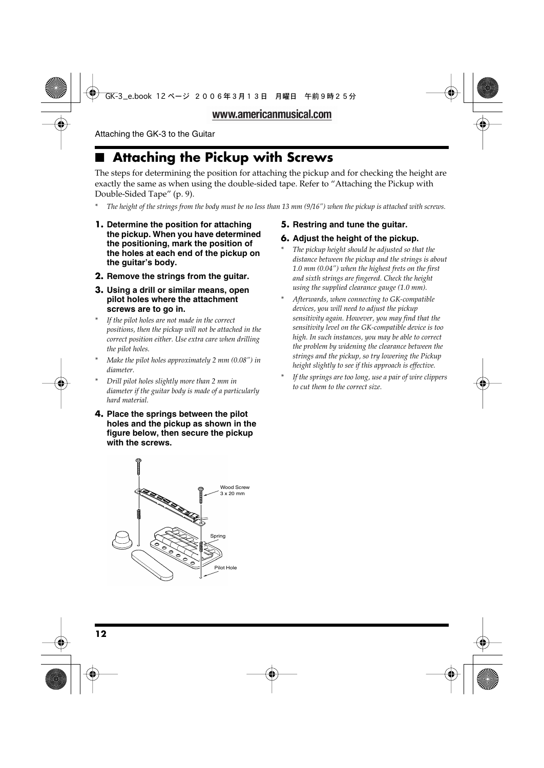## ■ Attaching the Pickup with Screws

The steps for determining the position for attaching the pickup and for checking the height are exactly the same as when using the double-sided tape. Refer to "Attaching the Pickup with Double-Sided Tape" (p. 9).

* *The height of the strings from the body must be no less than 13 mm (9/16") when the pickup is attached with screws.*

1. **Determine the position for attaching the pickup. When you have determined the positioning, mark the position of the holes at each end of the pickup on the guitar's body.**
2. **Remove the strings from the guitar.**
3. **Using a drill or similar means, open pilot holes where the attachment screws are to go in.**

* *If the pilot holes are not made in the correct positions, then the pickup will not be attached in the correct position either. Use extra care when drilling the pilot holes.*
* *Make the pilot holes approximately 2 mm (0.08") in diameter.*
* *Drill pilot holes slightly more than 2 mm in diameter if the guitar body is made of a particularly hard material.*

4. **Place the springs between the pilot holes and the pickup as shown in the figure below, then secure the pickup with the screws.**

Wood Screw 3 x 20 mm

Spring

Pilot Hole

5. **Restring and tune the guitar.**
6. **Adjust the height of the pickup.**

* *The pickup height should be adjusted so that the distance between the pickup and the strings is about 1.0 mm (0.04") when the highest frets on the first and sixth strings are fingered. Check the height using the supplied clearance gauge (1.0 mm).*
* *Afterwards, when connecting to GK-compatible devices, you will need to adjust the pickup sensitivity again. However, you may find that the sensitivity level on the GK-compatible device is too high. In such instances, you may be able to correct the problem by widening the clearance between the strings and the pickup, so try lowering the Pickup height slightly to see if this approach is effective.*
* *If the springs are too long, use a pair of wire clippers to cut them to the correct size.*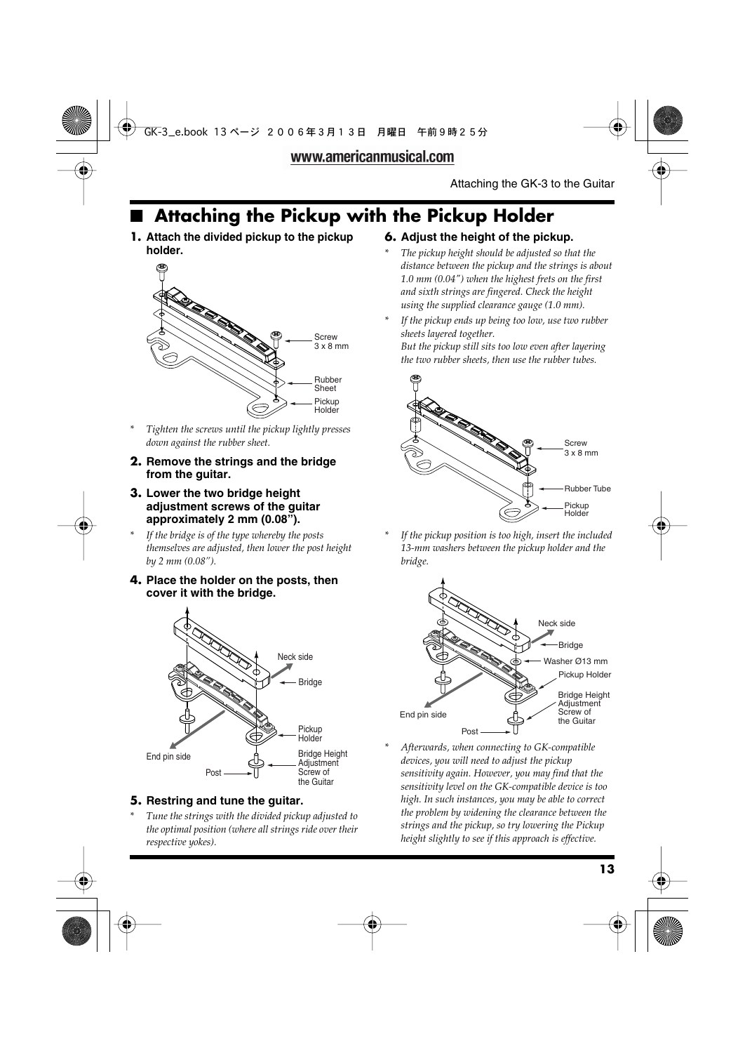## ■ Attaching the Pickup with the Pickup Holder

**1. Attach the divided pickup to the pickup holder.**

Screw 3 x 8 mm
Rubber Sheet
Pickup Holder

*\* Tighten the screws until the pickup lightly presses down against the rubber sheet.*

**2. Remove the strings and the bridge from the guitar.**

**3. Lower the two bridge height adjustment screws of the guitar approximately 2 mm (0.08”).**

*\* If the bridge is of the type whereby the posts themselves are adjusted, then lower the post height by 2 mm (0.08”).*

**4. Place the holder on the posts, then cover it with the bridge.**

Neck side
Bridge
Pickup Holder
End pin side
Post
Bridge Height Adjustment Screw of the Guitar

**5. Restring and tune the guitar.**

*\* Tune the strings with the divided pickup adjusted to the optimal position (where all strings ride over their respective yokes).*

**6. Adjust the height of the pickup.**

*\* The pickup height should be adjusted so that the distance between the pickup and the strings is about 1.0 mm (0.04”) when the highest frets on the first and sixth strings are fingered. Check the height using the supplied clearance gauge (1.0 mm).*

*\* If the pickup ends up being too low, use two rubber sheets layered together.*
*But the pickup still sits too low even after layering the two rubber sheets, then use the rubber tubes.*

Screw 3 x 8 mm
Rubber Tube
Pickup Holder

*\* If the pickup position is too high, insert the included 13-mm washers between the pickup holder and the bridge.*

Neck side
Bridge
Washer Ø13 mm
Pickup Holder
Bridge Height Adjustment Screw of the Guitar
End pin side
Post

*\* Afterwards, when connecting to GK-compatible devices, you will need to adjust the pickup sensitivity again. However, you may find that the sensitivity level on the GK-compatible device is too high. In such instances, you may be able to correct the problem by widening the clearance between the strings and the pickup, so try lowering the Pickup height slightly to see if this approach is effective.*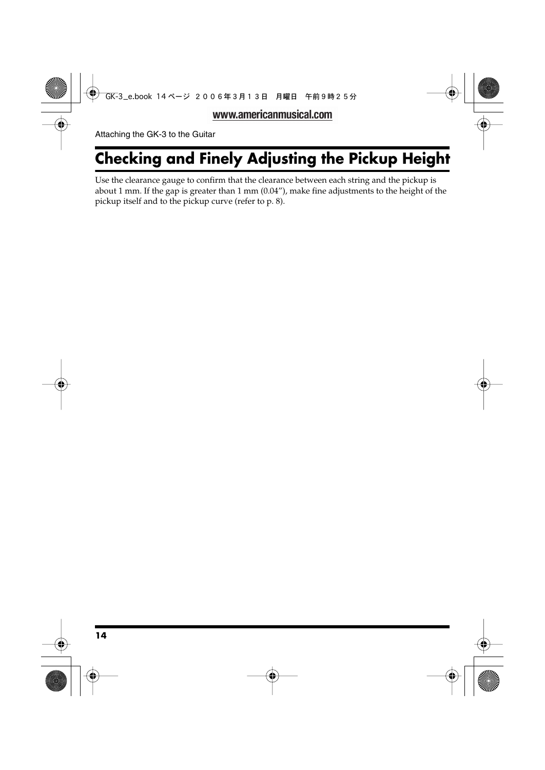## Checking and Finely Adjusting the Pickup Height

Use the clearance gauge to confirm that the clearance between each string and the pickup is about 1 mm. If the gap is greater than 1 mm (0.04″), make fine adjustments to the height of the pickup itself and to the pickup curve (refer to p. 8).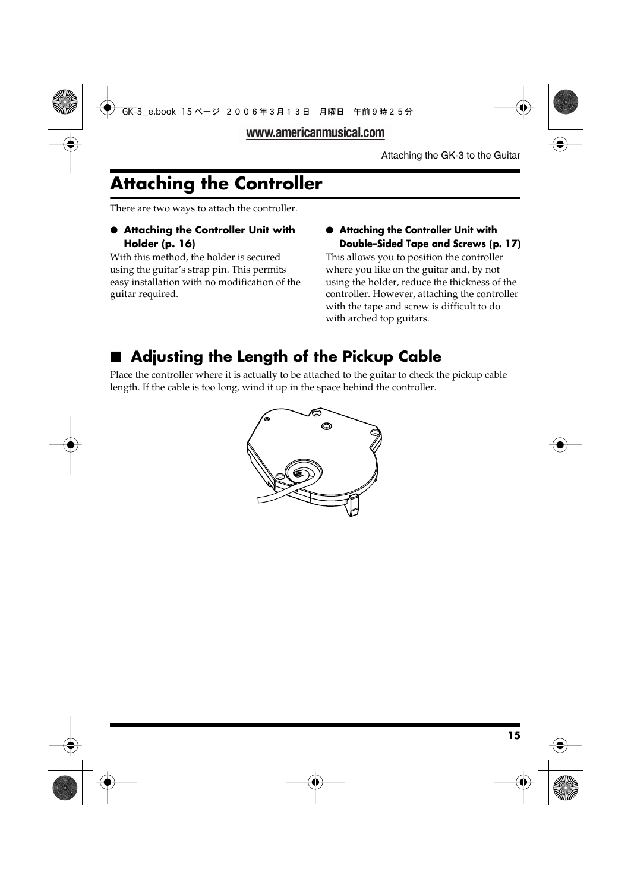# Attaching the Controller

There are two ways to attach the controller.

- **Attaching the Controller Unit with Holder (p. 16)**

With this method, the holder is secured using the guitar's strap pin. This permits easy installation with no modification of the guitar required.

- **Attaching the Controller Unit with Double–Sided Tape and Screws (p. 17)**

This allows you to position the controller where you like on the guitar and, by not using the holder, reduce the thickness of the controller. However, attaching the controller with the tape and screw is difficult to do with arched top guitars.

## ■ Adjusting the Length of the Pickup Cable

Place the controller where it is actually to be attached to the guitar to check the pickup cable length. If the cable is too long, wind it up in the space behind the controller.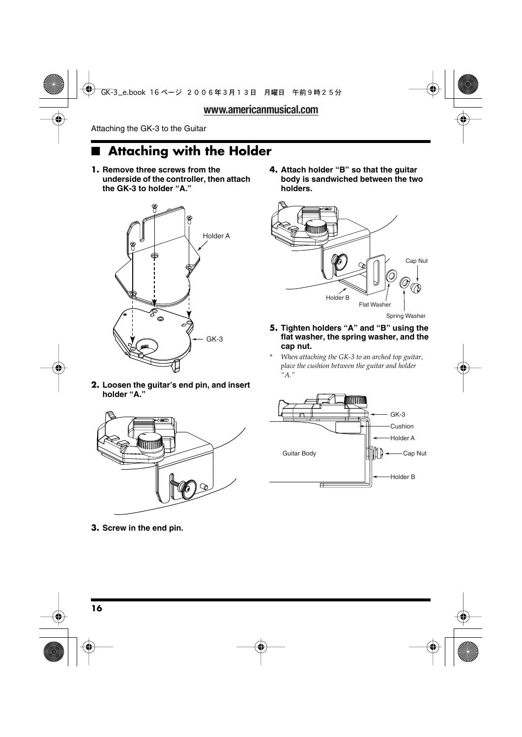## ■ Attaching with the Holder

**1. Remove three screws from the underside of the controller, then attach the GK-3 to holder "A."**

Holder A

GK-3

**2. Loosen the guitar's end pin, and insert holder "A."**

**3. Screw in the end pin.**

**4. Attach holder "B" so that the guitar body is sandwiched between the two holders.**

Cap Nut

Holder B

Flat Washer

Spring Washer

**5. Tighten holders "A" and "B" using the flat washer, the spring washer, and the cap nut.**

\* *When attaching the GK-3 to an arched top guitar, place the cushion between the guitar and holder "A."*

GK-3

Cushion

Holder A

Guitar Body

Cap Nut

Holder B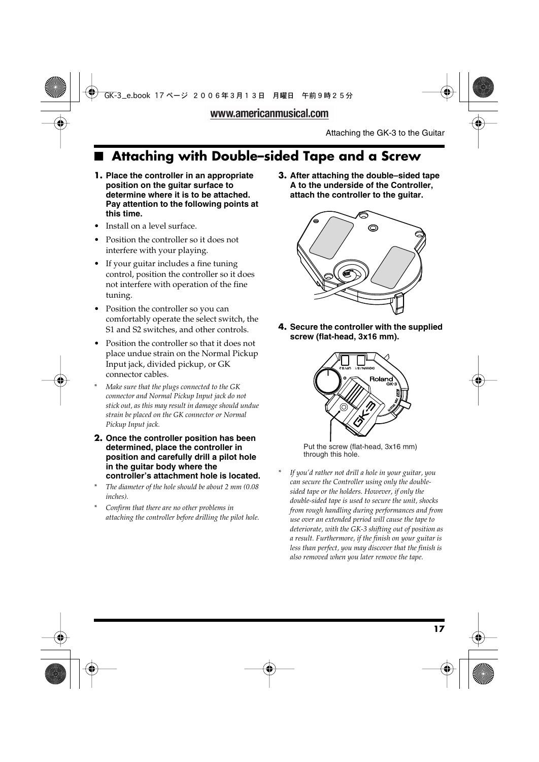## ■ Attaching with Double–sided Tape and a Screw

**1. Place the controller in an appropriate position on the guitar surface to determine where it is to be attached. Pay attention to the following points at this time.**

- Install on a level surface.
- Position the controller so it does not interfere with your playing.
- If your guitar includes a fine tuning control, position the controller so it does not interfere with operation of the fine tuning.
- Position the controller so you can comfortably operate the select switch, the S1 and S2 switches, and other controls.
- Position the controller so that it does not place undue strain on the Normal Pickup Input jack, divided pickup, or GK connector cables.

\* *Make sure that the plugs connected to the GK connector and Normal Pickup Input jack do not stick out, as this may result in damage should undue strain be placed on the GK connector or Normal Pickup Input jack.*

**2. Once the controller position has been determined, place the controller in position and carefully drill a pilot hole in the guitar body where the controller's attachment hole is located.**

\* *The diameter of the hole should be about 2 mm (0.08 inches).*

\* *Confirm that there are no other problems in attaching the controller before drilling the pilot hole.*

**3. After attaching the double–sided tape A to the underside of the Controller, attach the controller to the guitar.**

**4. Secure the controller with the supplied screw (flat-head, 3x16 mm).**

Put the screw (flat-head, 3x16 mm) through this hole.

\* *If you'd rather not drill a hole in your guitar, you can secure the Controller using only the double-sided tape or the holders. However, if only the double-sided tape is used to secure the unit, shocks from rough handling during performances and from use over an extended period will cause the tape to deteriorate, with the GK-3 shifting out of position as a result. Furthermore, if the finish on your guitar is less than perfect, you may discover that the finish is also removed when you later remove the tape.*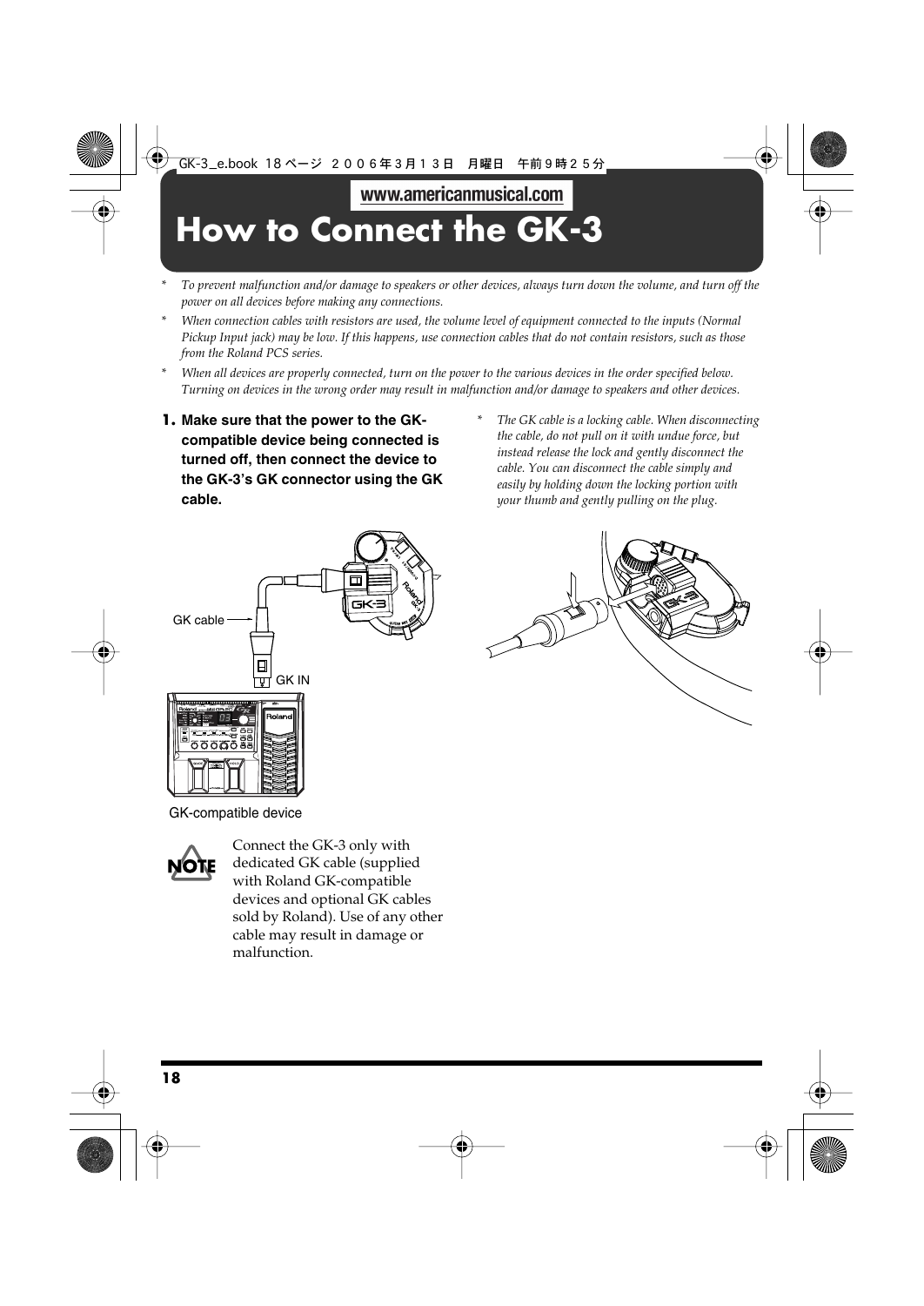# How to Connect the GK-3

* *To prevent malfunction and/or damage to speakers or other devices, always turn down the volume, and turn off the power on all devices before making any connections.*
* *When connection cables with resistors are used, the volume level of equipment connected to the inputs (Normal Pickup Input jack) may be low. If this happens, use connection cables that do not contain resistors, such as those from the Roland PCS series.*
* *When all devices are properly connected, turn on the power to the various devices in the order specified below. Turning on devices in the wrong order may result in malfunction and/or damage to speakers and other devices.*

**1. Make sure that the power to the GK-compatible device being connected is turned off, then connect the device to the GK-3's GK connector using the GK cable.**

* *The GK cable is a locking cable. When disconnecting the cable, do not pull on it with undue force, but instead release the lock and gently disconnect the cable. You can disconnect the cable simply and easily by holding down the locking portion with your thumb and gently pulling on the plug.*

GK cable

GK IN

GK-compatible device

**NOTE** Connect the GK-3 only with dedicated GK cable (supplied with Roland GK-compatible devices and optional GK cables sold by Roland). Use of any other cable may result in damage or malfunction.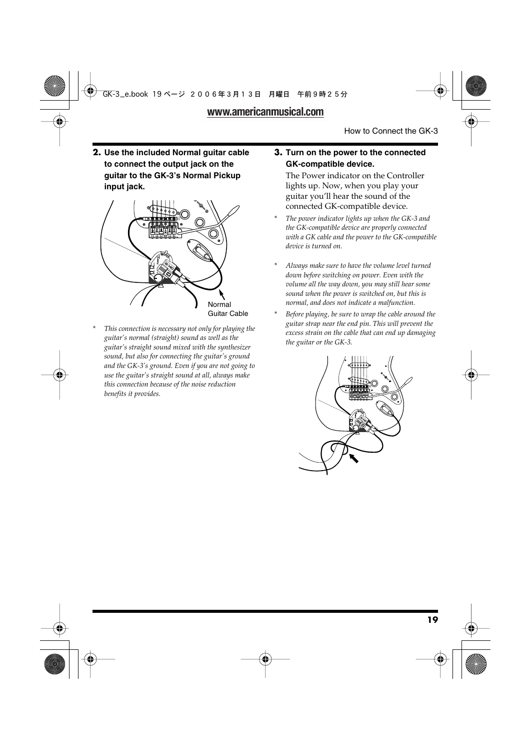**2. Use the included Normal guitar cable to connect the output jack on the guitar to the GK-3's Normal Pickup input jack.**

Normal Guitar Cable

* *This connection is necessary not only for playing the guitar's normal (straight) sound as well as the guitar's straight sound mixed with the synthesizer sound, but also for connecting the guitar's ground and the GK-3's ground. Even if you are not going to use the guitar's straight sound at all, always make this connection because of the noise reduction benefits it provides.*

**3. Turn on the power to the connected GK-compatible device.**

The Power indicator on the Controller lights up. Now, when you play your guitar you'll hear the sound of the connected GK-compatible device.

* *The power indicator lights up when the GK-3 and the GK-compatible device are properly connected with a GK cable and the power to the GK-compatible device is turned on.*

* *Always make sure to have the volume level turned down before switching on power. Even with the volume all the way down, you may still hear some sound when the power is switched on, but this is normal, and does not indicate a malfunction.*

* *Before playing, be sure to wrap the cable around the guitar strap near the end pin. This will prevent the excess strain on the cable that can end up damaging the guitar or the GK-3.*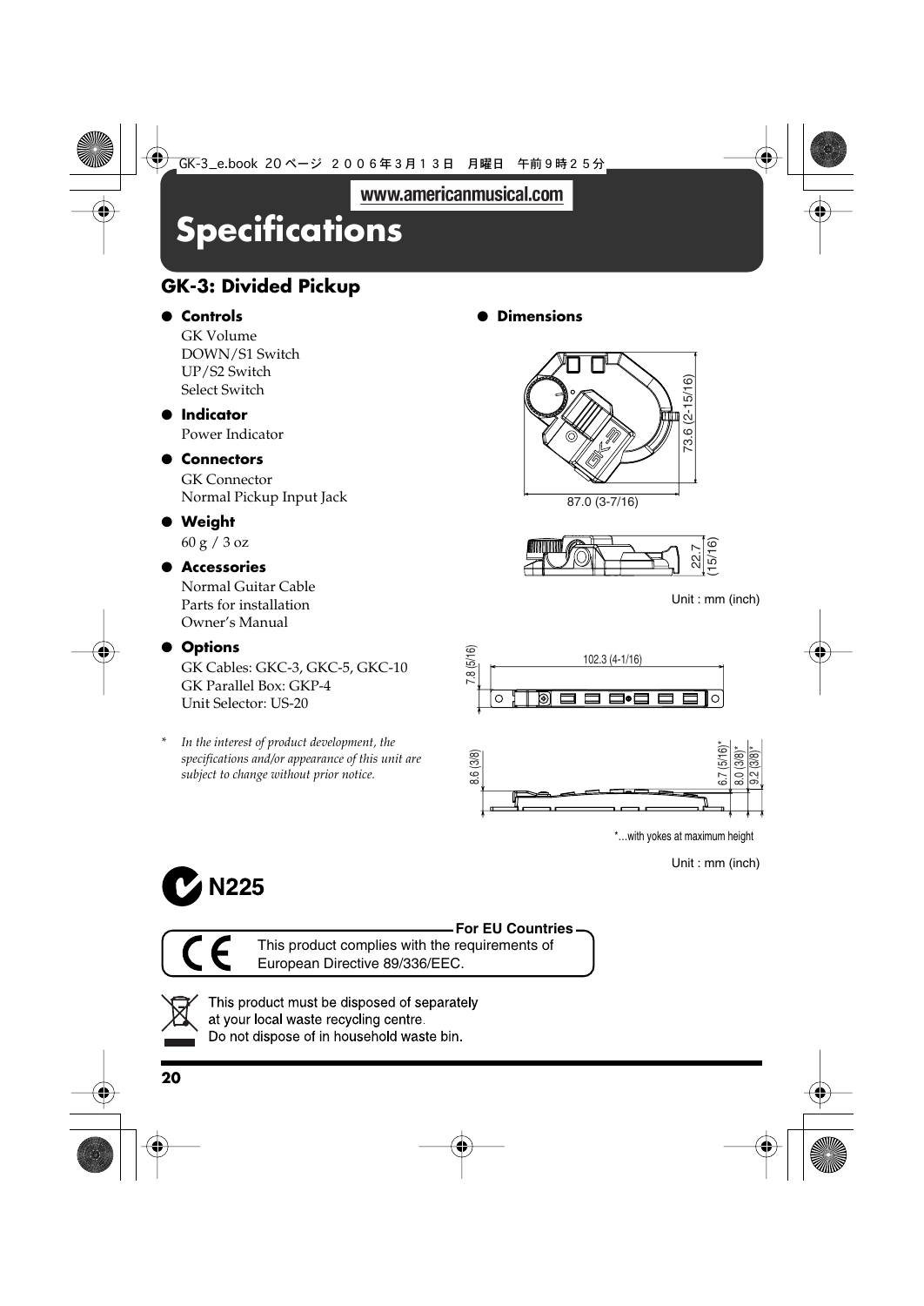www.americanmusical.com

# Specifications

## GK-3: Divided Pickup

- **Controls**
  GK Volume
  DOWN/S1 Switch
  UP/S2 Switch
  Select Switch

- **Indicator**
  Power Indicator

- **Connectors**
  GK Connector
  Normal Pickup Input Jack

- **Weight**
  60 g / 3 oz

- **Accessories**
  Normal Guitar Cable
  Parts for installation
  Owner's Manual

- **Options**
  GK Cables: GKC-3, GKC-5, GKC-10
  GK Parallel Box: GKP-4
  Unit Selector: US-20

\* *In the interest of product development, the specifications and/or appearance of this unit are subject to change without prior notice.*

- **Dimensions**

73.6 (2-15/16)
87.0 (3-7/16)
22.7 (15/16)

Unit : mm (inch)

7.8 (5/16)
102.3 (4-1/16)

8.6 (3/8)
6.7 (5/16)*
8.0 (3/8)*
9.2 (3/8)*

*...with yokes at maximum height

Unit : mm (inch)

N225

**For EU Countries**
This product complies with the requirements of European Directive 89/336/EEC.

This product must be disposed of separately at your local waste recycling centre.
Do not dispose of in household waste bin.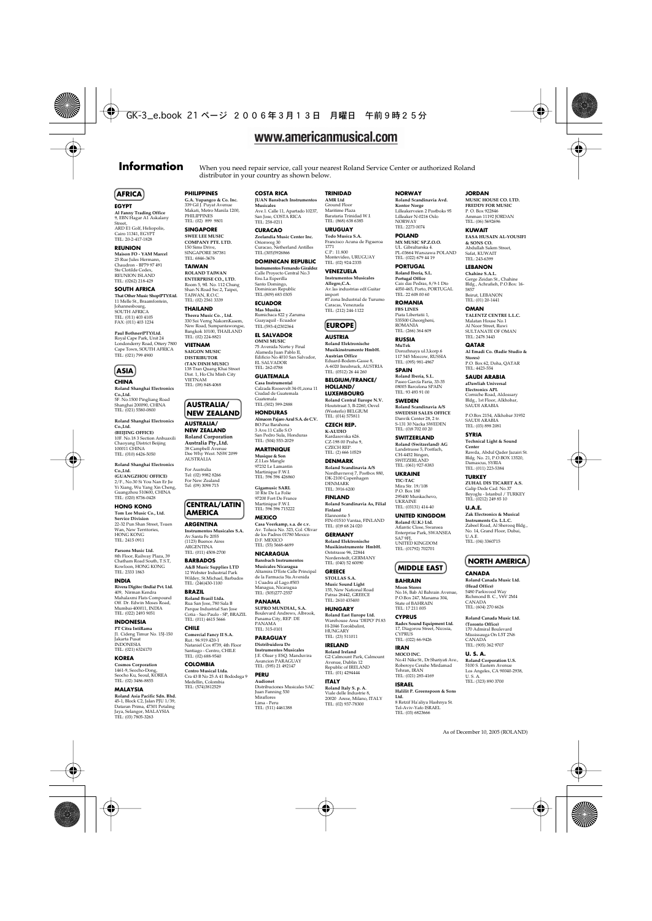www.americanmusical.com

# Information

When you need repair service, call your nearest Roland Service Center or authorized Roland distributor in your country as shown below.

## AFRICA

**EGYPT**
**Al Fanny Trading Office**
9, EBN Hagar A1 Askalany Street,
ARD E1 Golf, Heliopolis,
Cairo 11341, EGYPT
TEL: 20-2-417-1828

**REUNION**
**Maison FO - YAM Marcel**
25 Rue Jules Hermann,
Chaudron - BP79 97 491
Ste Clotilde Cedex,
REUNION ISLAND
TEL: (0262) 218-429

**SOUTH AFRICA**
**That Other Music Shop(PTY)Ltd.**
11 Melle St., Braamfontein,
Johannesbourg,
SOUTH AFRICA
TEL: (011) 403 4105
FAX: (011) 403 1234

**Paul Bothner(PTY)Ltd.**
Royal Cape Park, Unit 24
Londonderry Road, Ottery 7800
Cape Town, SOUTH AFRICA
TEL: (021) 799 4900

## ASIA

**CHINA**
**Roland Shanghai Electronics Co.,Ltd.**
5F. No.1500 Pingliang Road
Shanghai 200090, CHINA
TEL: (021) 5580-0800

**Roland Shanghai Electronics Co.,Ltd.**
**(BEIJING OFFICE)**
10F. No.18 3 Section Anhuaxili
Chaoyang District Beijing
100011 CHINA
TEL: (010) 6426-5050

**Roland Shanghai Electronics Co.,Ltd.**
**(GUANGZHOU OFFICE)**
2/F., No.30 Si You Nan Er Jie
Yi Xiang, Wu Yang Xin Cheng,
Guangzhou 510600, CHINA
TEL: (020) 8736-0428

**HONG KONG**
**Tom Lee Music Co., Ltd.**
**Service Division**
22-32 Pun Shan Street, Tsuen
Wan, New Territories,
HONG KONG
TEL: 2415 0911

**Parsons Music Ltd.**
8th Floor, Railway Plaza, 39
Chatham Road South, T.S.T,
Kowloon, HONG KONG
TEL: 2333 1863

**INDIA**
**Rivera Digitec (India) Pvt. Ltd.**
409, Nirman Kendra
Mahalaxmi Flats Compound
Off. Dr. Edwin Moses Road,
Mumbai-400011, INDIA
TEL: (022) 2493 9051

**INDONESIA**
**PT Citra IntiRama**
Jl. Cideng Timur No. 15J-150
Jakarta Pusat
INDONESIA
TEL: (021) 6324170

**KOREA**
**Cosmos Corporation**
1461-9, Seocho-Dong,
Seocho Ku, Seoul, KOREA
TEL: (02) 3486-8855

**MALAYSIA**
**Roland Asia Pacific Sdn. Bhd.**
45-1, Block C2, Jalan PJU 1/39,
Dataran Prima, 47301 Petaling
Jaya, Selangor, MALAYSIA
TEL: (03) 7805-3263

**PHILIPPINES**
**G.A. Yupangco & Co. Inc.**
339 Gil J. Puyat Avenue
Makati, Metro Manila 1200,
PHILIPPINES
TEL: (02) 899 9801

**SINGAPORE**
**SWEE LEE MUSIC COMPANY PTE. LTD.**
150 Sims Drive,
SINGAPORE 387381
TEL: 6846-3676

**TAIWAN**
**ROLAND TAIWAN ENTERPRISE CO., LTD.**
Room 5, 9F. No. 112 Chung
Shan N.Road Sec.2, Taipei,
TAIWAN, R.O.C.
TEL: (02) 2561 3339

**THAILAND**
**Theera Music Co. , Ltd.**
330 Soi Verng NakornKasem,
New Road, Sumpantawongse,
Bangkok 10100, THAILAND
TEL: (02) 224-8821

**VIETNAM**
**SAIGON MUSIC DISTRIBUTOR (TAN DINH MUSIC)**
138 Tran Quang Khai Street
Dist. 1, Ho Chi Minh City
VIETNAM
TEL: (08) 848-4068

## AUSTRALIA/ NEW ZEALAND

**AUSTRALIA/ NEW ZEALAND**
**Roland Corporation Australia Pty.,Ltd.**
38 Campbell Avenue
Dee Why West. NSW 2099
AUSTRALIA

For Australia
Tel: (02) 9982 8266
For New Zealand
Tel: (09) 3098 715

## CENTRAL/LATIN AMERICA

**ARGENTINA**
**Instrumentos Musicales S.A.**
Av.Santa Fe 2055
(1123) Buenos Aires
ARGENTINA
TEL: (011) 4508-2700

**BARBADOS**
**A&B Music Supplies LTD**
12 Webster Industrial Park
Wildey, St.Michael, Barbados
TEL: (246)430-1100

**BRAZIL**
**Roland Brasil Ltda.**
Rua San Jose, 780 Sala B
Parque Industrial San Jose
Cotia - Sao Paulo - SP, BRAZIL
TEL: (011) 4615 5666

**CHILE**
**Comercial Fancy II S.A.**
Rut.: 96.919.420-1
Nataniel Cox #739, 4th Floor
Santiago - Centro, CHILE
TEL: (02) 688-9540

**COLOMBIA**
**Centro Musical Ltda.**
Cra 43 B No 25 A 41 Bododega 9
Medellin, Colombia
TEL: (574)3812529

**COSTA RICA**
**JUAN Bansbach Instrumentos Musicales**
Ave.1. Calle 11, Apartado 10237,
San Jose, COSTA RICA
TEL: 258-0211

**CURACAO**
**Zeelandia Music Center Inc.**
Orionweg 30
Curacao, Netherland Antilles
TEL:(305)5926866

**DOMINICAN REPUBLIC**
**Instrumentos Fernando Giraldez**
Calle Proyecto Central No.3
Ens.La Esperilla
Santo Domingo,
Dominican Republic
TEL:(809) 683 0305

**ECUADOR**
**Mas Musika**
Rumichaca 822 y Zaruma
Guayaquil - Ecuador
TEL:(593-4)2302364

**EL SALVADOR**
**OMNI MUSIC**
75 Avenida Norte y Final
Alameda Juan Pablo II,
Edificio No.4010 San Salvador,
EL SALVADOR
TEL: 262-0788

**GUATEMALA**
**Casa Instrumental**
Calzada Roosevelt 34-01,zona 11
Ciudad de Guatemala
Guatemala
TEL:(502) 599-2888

**HONDURAS**
**Almacen Pajaro Azul S.A. de C.V.**
BO.Paz Barahona
3 Ave.11 Calle S.O
San Pedro Sula, Honduras
TEL: (504) 553-2029

**MARTINIQUE**
**Musique & Son**
Z.I.Les Mangle
97232 Le Lamantin
Martinique F.W.I.
TEL: 596 596 426860

**Gigamusic SARL**
10 Rte De La Folie
97200 Fort De France
Martinique F.W.I.
TEL: 596 596 715222

**MEXICO**
**Casa Veerkamp, s.a. de c.v.**
Av. Toluca No. 323, Col. Olivar
de los Padres 01780 Mexico
D.F. MEXICO
TEL: (55) 5668-6699

**NICARAGUA**
**Bansbach Instrumentos Musicales Nicaragua**
Altamira D'Este Calle Principal
de la Farmacia 5ta.Avenida
1 Cuadra al Lago.#503
Managua, Nicaragua
TEL: (505)277-2557

**PANAMA**
**SUPRO MUNDIAL, S.A.**
Boulevard Andrews, Albrook,
Panama City, REP. DE
PANAMA
TEL: 315-0101

**PARAGUAY**
**Distribuidora De Instrumentos Musicales**
J.E. Olear y ESQ. Manduvira
Asuncion PARAGUAY
TEL: (595) 21 492147

**PERU**
**Audionet**
Distribuciones Musicales SAC
Juan Fanning 530
Miraflores
Lima - Peru
TEL: (511) 4461388

**TRINIDAD**
**AMR Ltd**
Ground Floor
Maritime Plaza
Barataria Trinidad W.I.
TEL: (868) 638 6385

**URUGUAY**
**Todo Musica S.A.**
Francisco Acuna de Figueroa
1771
C.P.: 11.800
Montevideo, URUGUAY
TEL: (02) 924-2335

**VENEZUELA**
**Instrumentos Musicales Allegro,C.A.**
Av.las industrias edf.Guitar
import
#7 zona Industrial de Turumo
Caracas, Venezuela
TEL: (212) 244-1122

## EUROPE

**AUSTRIA**
**Roland Elektronische Musikinstrumente HmbH.**
**Austrian Office**
Eduard-Bodem-Gasse 8,
A-6020 Innsbruck, AUSTRIA
TEL: (0512) 26 44 260

**BELGIUM/FRANCE/ HOLLAND/ LUXEMBOURG**
**Roland Central Europe N.V.**
Houtstraat 3, B-2260, Oevel
(Westerlo) BELGIUM
TEL: (014) 575811

**CZECH REP.**
**K-AUDIO**
Kardasovska 626.
CZ-198 00 Praha 9,
CZECH REP.
TEL: (2) 666 10529

**DENMARK**
**Roland Scandinavia A/S**
Nordhavnsvej 7, Postbox 880,
DK-2100 Copenhagen
DENMARK
TEL: 3916 6200

**FINLAND**
**Roland Scandinavia As, Filial Finland**
Elannontie 5
FIN-01510 Vantaa, FINLAND
TEL: (0)9 68 24 020

**GERMANY**
**Roland Elektronische Musikinstrumente HmbH.**
Oststrasse 96, 22844
Norderstedt, GERMANY
TEL: (040) 52 60090

**GREECE**
**STOLLAS S.A.**
**Music Sound Light**
155, New National Road
Patras 26442, GREECE
TEL: 2610 435400

**HUNGARY**
**Roland East Europe Ltd.**
Warehouse Area 'DEPO' Pf.83
H-2046 Torokbalint,
HUNGARY
TEL: (23) 511011

**IRELAND**
**Roland Ireland**
G2 Calmount Park, Calmount
Avenue, Dublin 12
Republic of IRELAND
TEL: (01) 4294444

**ITALY**
**Roland Italy S. p. A.**
Viale delle Industrie 8,
20020 Arese, Milano, ITALY
TEL: (02) 937-78300

**NORWAY**
**Roland Scandinavia Avd. Kontor Norge**
Lilleakerveien 2 Postboks 95
Lilleaker N-0216 Oslo
NORWAY
TEL: 2273 0074

**POLAND**
**MX MUSIC SP.Z.O.O.**
UL. Gibraltarska 4.
PL-03664 Warszawa POLAND
TEL: (022) 679 44 19

**PORTUGAL**
**Roland Iberia, S.L.**
**Portugal Office**
Cais das Pedras, 8/9-1 Dto
4050-465, Porto, PORTUGAL
TEL: 22 608 00 60

**ROMANIA**
**FBS LINES**
Piata Libertatii 1,
535500 Gheorgheni,
ROMANIA
TEL: (266) 364 609

**RUSSIA**
**MuTek**
Dorozhnaya ul.3,korp.6
117 545 Moscow, RUSSIA
TEL: (095) 981-4967

**SPAIN**
**Roland Iberia, S.L.**
Paseo García Faria, 33-35
08005 Barcelona SPAIN
TEL: 93 493 91 00

**SWEDEN**
**Roland Scandinavia A/S**
**SWEDISH SALES OFFICE**
Danvik Center 28, 2 tr.
S-131 30 Nacka SWEDEN
TEL: (0)8 702 00 20

**SWITZERLAND**
**Roland (Switzerland) AG**
Landstrasse 5, Postfach,
CH-4452 Itingen,
SWITZERLAND
TEL: (061) 927-8383

**UKRAINE**
**TIC-TAC**
Mira Str. 19/108
P.O. Box 180
295400 Munkachevo,
UKRAINE
TEL: (03131) 414-40

**UNITED KINGDOM**
**Roland (U.K.) Ltd.**
Atlantic Close, Swansea
Enterprise Park, SWANSEA
SA7 9FJ,
UNITED KINGDOM
TEL: (01792) 702701

## MIDDLE EAST

**BAHRAIN**
**Moon Stores**
No.16, Bab Al Bahrain Avenue,
P.O.Box 247, Manama 304,
State of BAHRAIN
TEL: 17 211 005

**CYPRUS**
**Radex Sound Equipment Ltd.**
17, Diagorou Street, Nicosia,
CYPRUS
TEL: (022) 66-9426

**IRAN**
**MOCO INC.**
No.41 Nike St., Dr.Shariyati Ave.,
Roberoye Cerahe Mirdamad
Tehran, IRAN
TEL: (021) 285-4169

**ISRAEL**
**Halilit P. Greenspoon & Sons Ltd.**
8 Retzif Ha'aliya Hashnya St.
Tel-Aviv-Yafo ISRAEL
TEL: (03) 6823666

**JORDAN**
**MUSIC HOUSE CO. LTD.**
**FREDDY FOR MUSIC**
P. O. Box 922846
Amman 11192 JORDAN
TEL: (06) 5692696

**KUWAIT**
**EASA HUSAIN AL-YOUSIFI & SONS CO.**
Abdullah Salem Street,
Safat, KUWAIT
TEL: 243-6399

**LEBANON**
**Chahine S.A.L.**
Gerge Zeidan St., Chahine
Bldg., Achrafieh, P.O.Box: 16-
5857
Beirut, LEBANON
TEL: (01) 20-1441

**OMAN**
**TALENTZ CENTRE L.L.C.**
Malatan House No.1
Al Noor Street, Ruwi
SULTANATE OF OMAN
TEL: 2478 3443

**QATAR**
**Al Emadi Co. (Badie Studio & Stores)**
P.O. Box 62, Doha, QATAR
TEL: 4423-554

**SAUDI ARABIA**
**aDawliah Universal Electronics APL**
Corniche Road, Aldossary
Bldg., 1st Floor, Alkhobar,
SAUDI ARABIA

P.O.Box 2154, Alkhobar 31952
SAUDI ARABIA
TEL: (03) 898 2081

**SYRIA**
**Technical Light & Sound Center**
Rawda, Abdul Qader Jazairi St.
Bldg. No. 21, P.O.BOX 13520,
Damascus, SYRIA
TEL: (011) 223-5384

**TURKEY**
**ZUHAL DIS TICARET A.S.**
Galip Dede Cad. No.37
Beyoglu - Istanbul / TURKEY
TEL: (0212) 249 85 10

**U.A.E.**
**Zak Electronics & Musical Instruments Co. L.L.C.**
Zabeel Road, Al Sherooq Bldg.,
No. 14, Grand Floor, Dubai,
U.A.E.
TEL: (04) 3360715

## NORTH AMERICA

**CANADA**
**Roland Canada Music Ltd. (Head Office)**
5480 Parkwood Way
Richmond B. C., V6V 2M4
CANADA
TEL: (604) 270 6626

**Roland Canada Music Ltd. (Toronto Office)**
170 Admiral Boulevard
Mississauga On L5T 2N6
CANADA
TEL: (905) 362 9707

**U. S. A.**
**Roland Corporation U.S.**
5100 S. Eastern Avenue
Los Angeles, CA 90040-2938,
U. S. A.
TEL: (323) 890 3700

As of December 10, 2005 (ROLAND)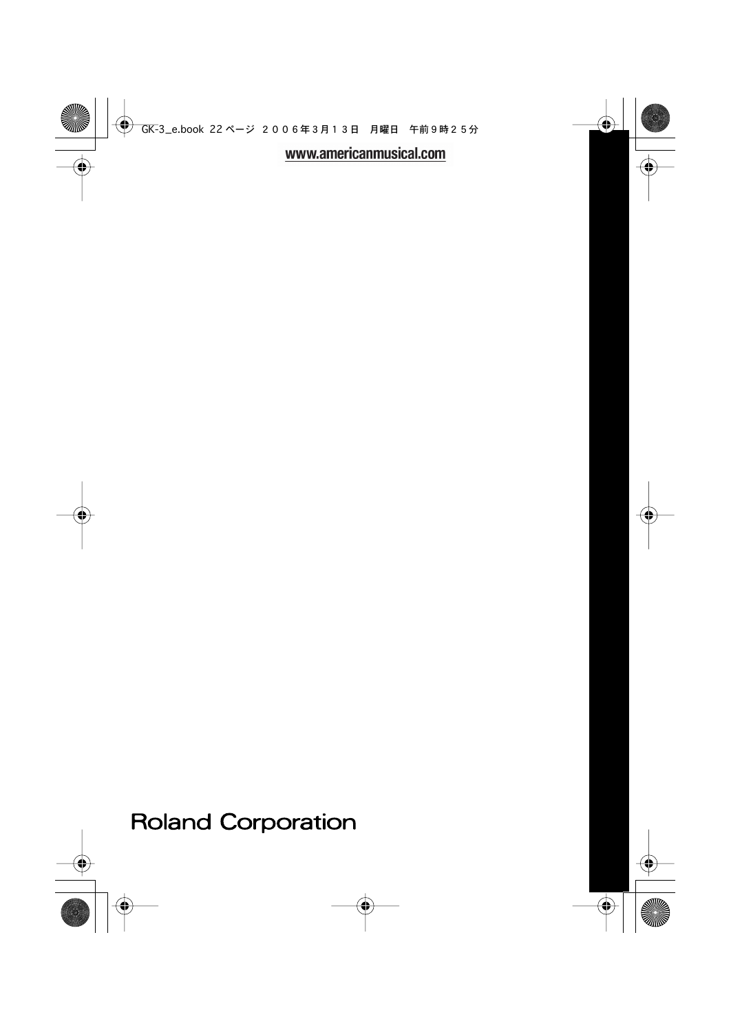Roland Corporation